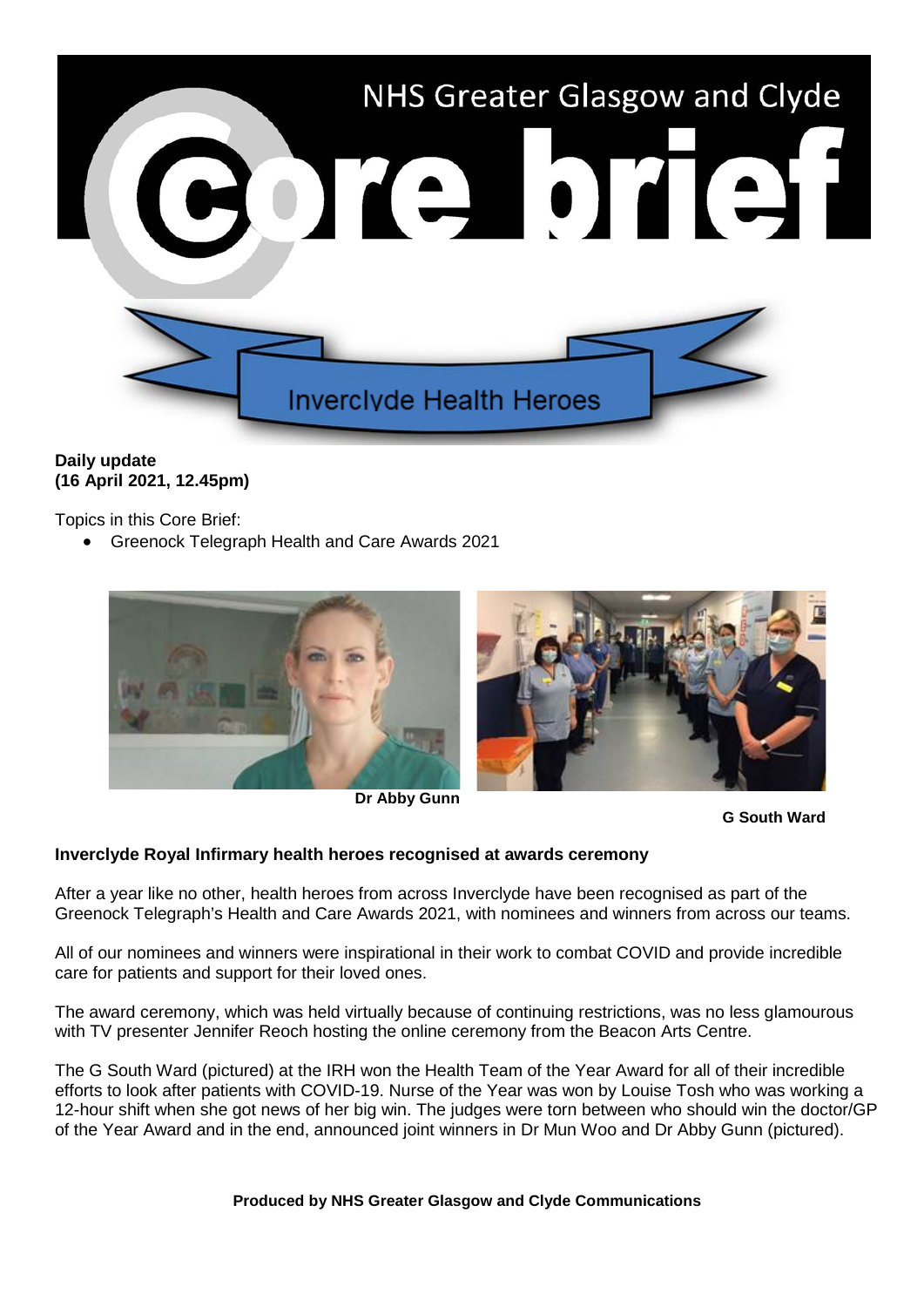# NHS Greater Glasgow and Clyde Core brief

Inverclyde Health Heroes

**Daily update**
**(16 April 2021, 12.45pm)**

Topics in this Core Brief:

- Greenock Telegraph Health and Care Awards 2021

**Dr Abby Gunn**

**G South Ward**

## Inverclyde Royal Infirmary health heroes recognised at awards ceremony

After a year like no other, health heroes from across Inverclyde have been recognised as part of the Greenock Telegraph's Health and Care Awards 2021, with nominees and winners from across our teams.

All of our nominees and winners were inspirational in their work to combat COVID and provide incredible care for patients and support for their loved ones.

The award ceremony, which was held virtually because of continuing restrictions, was no less glamourous with TV presenter Jennifer Reoch hosting the online ceremony from the Beacon Arts Centre.

The G South Ward (pictured) at the IRH won the Health Team of the Year Award for all of their incredible efforts to look after patients with COVID-19. Nurse of the Year was won by Louise Tosh who was working a 12-hour shift when she got news of her big win. The judges were torn between who should win the doctor/GP of the Year Award and in the end, announced joint winners in Dr Mun Woo and Dr Abby Gunn (pictured).

**Produced by NHS Greater Glasgow and Clyde Communications**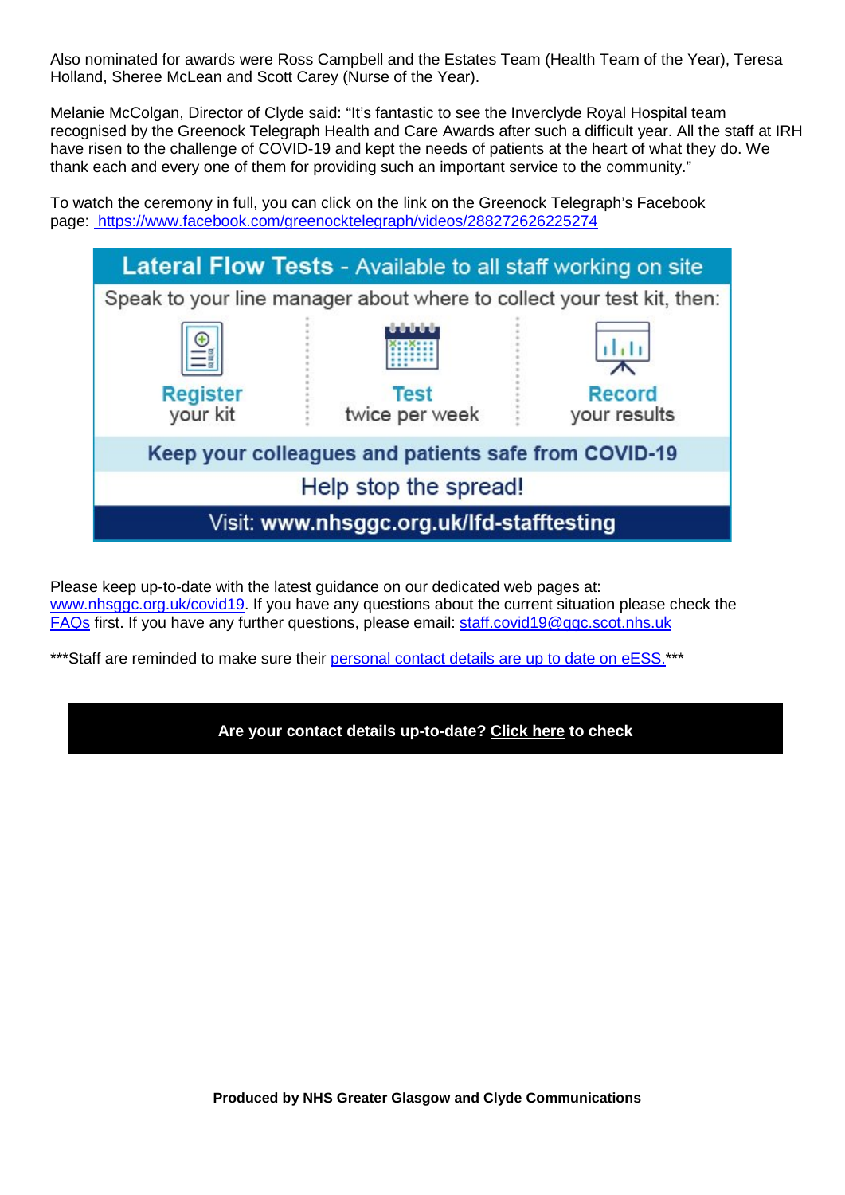Also nominated for awards were Ross Campbell and the Estates Team (Health Team of the Year), Teresa Holland, Sheree McLean and Scott Carey (Nurse of the Year).

Melanie McColgan, Director of Clyde said: "It's fantastic to see the Inverclyde Royal Hospital team recognised by the Greenock Telegraph Health and Care Awards after such a difficult year. All the staff at IRH have risen to the challenge of COVID-19 and kept the needs of patients at the heart of what they do. We thank each and every one of them for providing such an important service to the community."

To watch the ceremony in full, you can click on the link on the Greenock Telegraph's Facebook page: https://www.facebook.com/greenocktelegraph/videos/288272626225274

**Lateral Flow Tests** - Available to all staff working on site

Speak to your line manager about where to collect your test kit, then:

**Register** your kit

**Test** twice per week

**Record** your results

**Keep your colleagues and patients safe from COVID-19**

Help stop the spread!

Visit: **www.nhsggc.org.uk/lfd-stafftesting**

Please keep up-to-date with the latest guidance on our dedicated web pages at: www.nhsggc.org.uk/covid19. If you have any questions about the current situation please check the FAQs first. If you have any further questions, please email: staff.covid19@ggc.scot.nhs.uk

***Staff are reminded to make sure their personal contact details are up to date on eESS.***

**Are your contact details up-to-date? Click here to check**

**Produced by NHS Greater Glasgow and Clyde Communications**